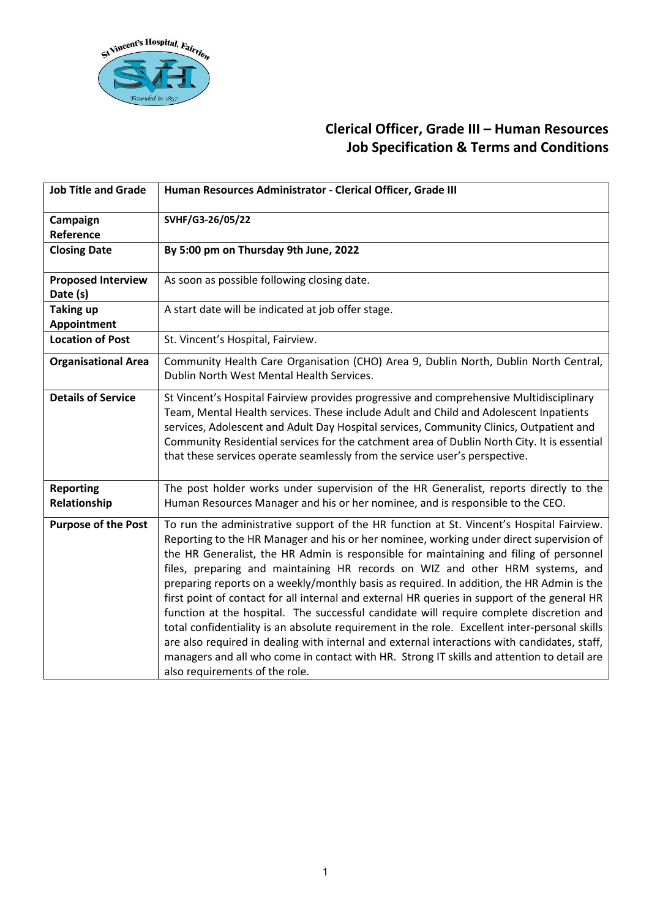# Clerical Officer, Grade III – Human Resources
# Job Specification & Terms and Conditions

| **Job Title and Grade** | **Human Resources Administrator - Clerical Officer, Grade III** |
|---|---|
| **Campaign Reference** | **SVHF/G3-26/05/22** |
| **Closing Date** | **By 5:00 pm on Thursday 9th June, 2022** |
| **Proposed Interview Date (s)** | As soon as possible following closing date. |
| **Taking up Appointment** | A start date will be indicated at job offer stage. |
| **Location of Post** | St. Vincent's Hospital, Fairview. |
| **Organisational Area** | Community Health Care Organisation (CHO) Area 9, Dublin North, Dublin North Central, Dublin North West Mental Health Services. |
| **Details of Service** | St Vincent's Hospital Fairview provides progressive and comprehensive Multidisciplinary Team, Mental Health services. These include Adult and Child and Adolescent Inpatients services, Adolescent and Adult Day Hospital services, Community Clinics, Outpatient and Community Residential services for the catchment area of Dublin North City. It is essential that these services operate seamlessly from the service user's perspective. |
| **Reporting Relationship** | The post holder works under supervision of the HR Generalist, reports directly to the Human Resources Manager and his or her nominee, and is responsible to the CEO. |
| **Purpose of the Post** | To run the administrative support of the HR function at St. Vincent's Hospital Fairview. Reporting to the HR Manager and his or her nominee, working under direct supervision of the HR Generalist, the HR Admin is responsible for maintaining and filing of personnel files, preparing and maintaining HR records on WIZ and other HRM systems, and preparing reports on a weekly/monthly basis as required. In addition, the HR Admin is the first point of contact for all internal and external HR queries in support of the general HR function at the hospital. The successful candidate will require complete discretion and total confidentiality is an absolute requirement in the role. Excellent inter-personal skills are also required in dealing with internal and external interactions with candidates, staff, managers and all who come in contact with HR. Strong IT skills and attention to detail are also requirements of the role. |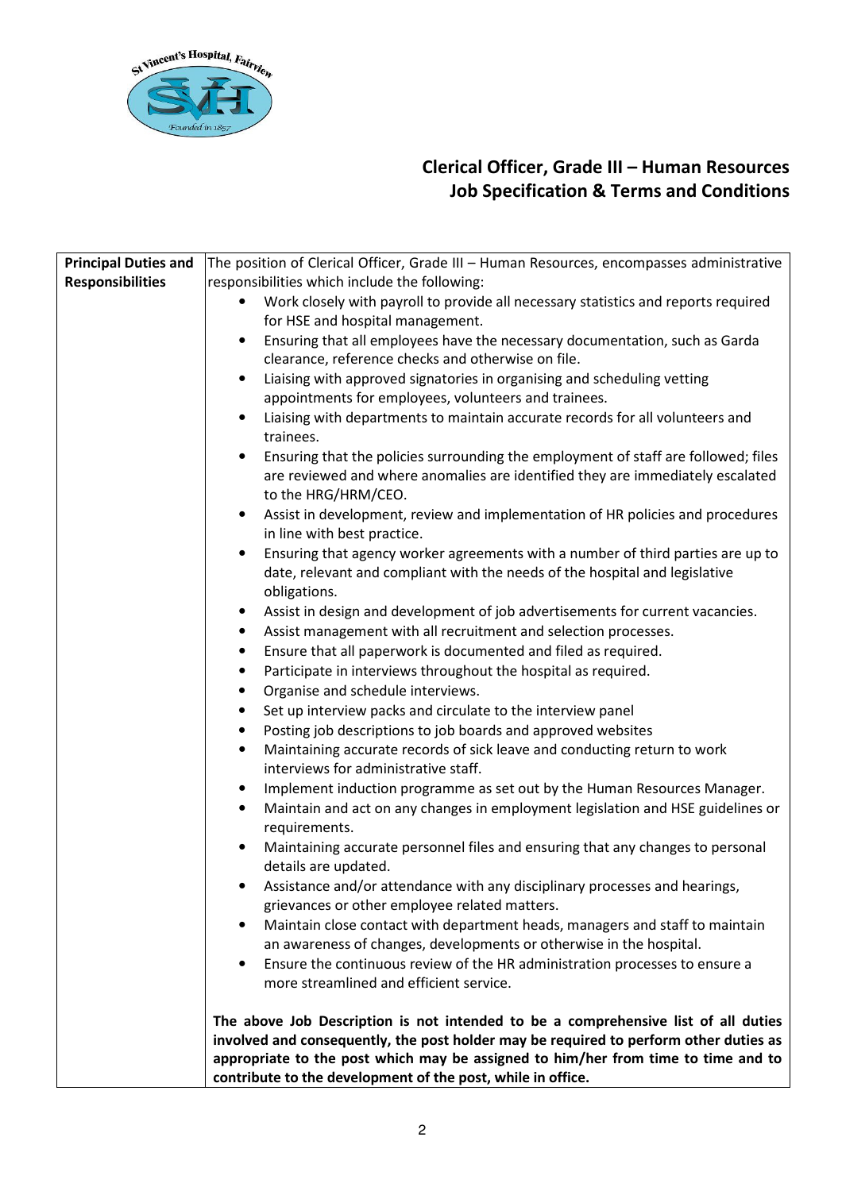## Clerical Officer, Grade III – Human Resources
## Job Specification & Terms and Conditions

| **Principal Duties and Responsibilities** | The position of Clerical Officer, Grade III – Human Resources, encompasses administrative responsibilities which include the following:<br>• Work closely with payroll to provide all necessary statistics and reports required for HSE and hospital management.<br>• Ensuring that all employees have the necessary documentation, such as Garda clearance, reference checks and otherwise on file.<br>• Liaising with approved signatories in organising and scheduling vetting appointments for employees, volunteers and trainees.<br>• Liaising with departments to maintain accurate records for all volunteers and trainees.<br>• Ensuring that the policies surrounding the employment of staff are followed; files are reviewed and where anomalies are identified they are immediately escalated to the HRG/HRM/CEO.<br>• Assist in development, review and implementation of HR policies and procedures in line with best practice.<br>• Ensuring that agency worker agreements with a number of third parties are up to date, relevant and compliant with the needs of the hospital and legislative obligations.<br>• Assist in design and development of job advertisements for current vacancies.<br>• Assist management with all recruitment and selection processes.<br>• Ensure that all paperwork is documented and filed as required.<br>• Participate in interviews throughout the hospital as required.<br>• Organise and schedule interviews.<br>• Set up interview packs and circulate to the interview panel<br>• Posting job descriptions to job boards and approved websites<br>• Maintaining accurate records of sick leave and conducting return to work interviews for administrative staff.<br>• Implement induction programme as set out by the Human Resources Manager.<br>• Maintain and act on any changes in employment legislation and HSE guidelines or requirements.<br>• Maintaining accurate personnel files and ensuring that any changes to personal details are updated.<br>• Assistance and/or attendance with any disciplinary processes and hearings, grievances or other employee related matters.<br>• Maintain close contact with department heads, managers and staff to maintain an awareness of changes, developments or otherwise in the hospital.<br>• Ensure the continuous review of the HR administration processes to ensure a more streamlined and efficient service.<br><br>**The above Job Description is not intended to be a comprehensive list of all duties involved and consequently, the post holder may be required to perform other duties as appropriate to the post which may be assigned to him/her from time to time and to contribute to the development of the post, while in office.** |
|---|---|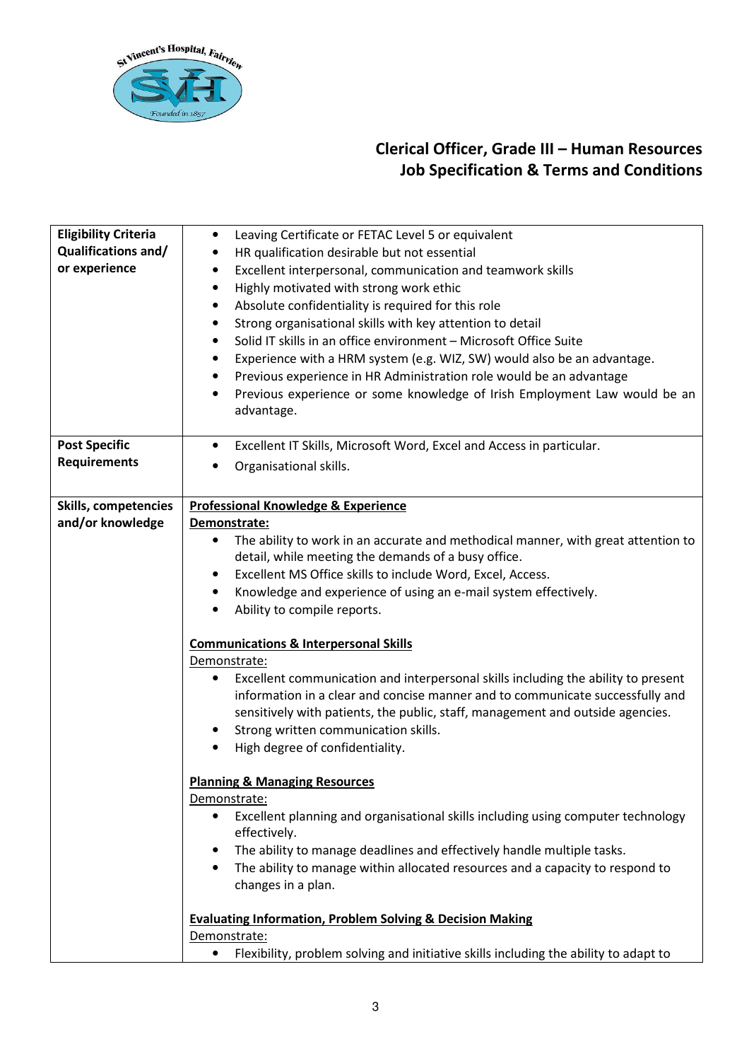# Clerical Officer, Grade III – Human Resources
# Job Specification & Terms and Conditions

| | |
|---|---|
| **Eligibility Criteria Qualifications and/ or experience** | • Leaving Certificate or FETAC Level 5 or equivalent<br>• HR qualification desirable but not essential<br>• Excellent interpersonal, communication and teamwork skills<br>• Highly motivated with strong work ethic<br>• Absolute confidentiality is required for this role<br>• Strong organisational skills with key attention to detail<br>• Solid IT skills in an office environment – Microsoft Office Suite<br>• Experience with a HRM system (e.g. WIZ, SW) would also be an advantage.<br>• Previous experience in HR Administration role would be an advantage<br>• Previous experience or some knowledge of Irish Employment Law would be an advantage. |
| **Post Specific Requirements** | • Excellent IT Skills, Microsoft Word, Excel and Access in particular.<br>• Organisational skills. |
| **Skills, competencies and/or knowledge** | **Professional Knowledge & Experience**<br>**Demonstrate:**<br>• The ability to work in an accurate and methodical manner, with great attention to detail, while meeting the demands of a busy office.<br>• Excellent MS Office skills to include Word, Excel, Access.<br>• Knowledge and experience of using an e-mail system effectively.<br>• Ability to compile reports.<br><br>**Communications & Interpersonal Skills**<br>Demonstrate:<br>• Excellent communication and interpersonal skills including the ability to present information in a clear and concise manner and to communicate successfully and sensitively with patients, the public, staff, management and outside agencies.<br>• Strong written communication skills.<br>• High degree of confidentiality.<br><br>**Planning & Managing Resources**<br>Demonstrate:<br>• Excellent planning and organisational skills including using computer technology effectively.<br>• The ability to manage deadlines and effectively handle multiple tasks.<br>• The ability to manage within allocated resources and a capacity to respond to changes in a plan.<br><br>**Evaluating Information, Problem Solving & Decision Making**<br>Demonstrate:<br>• Flexibility, problem solving and initiative skills including the ability to adapt to |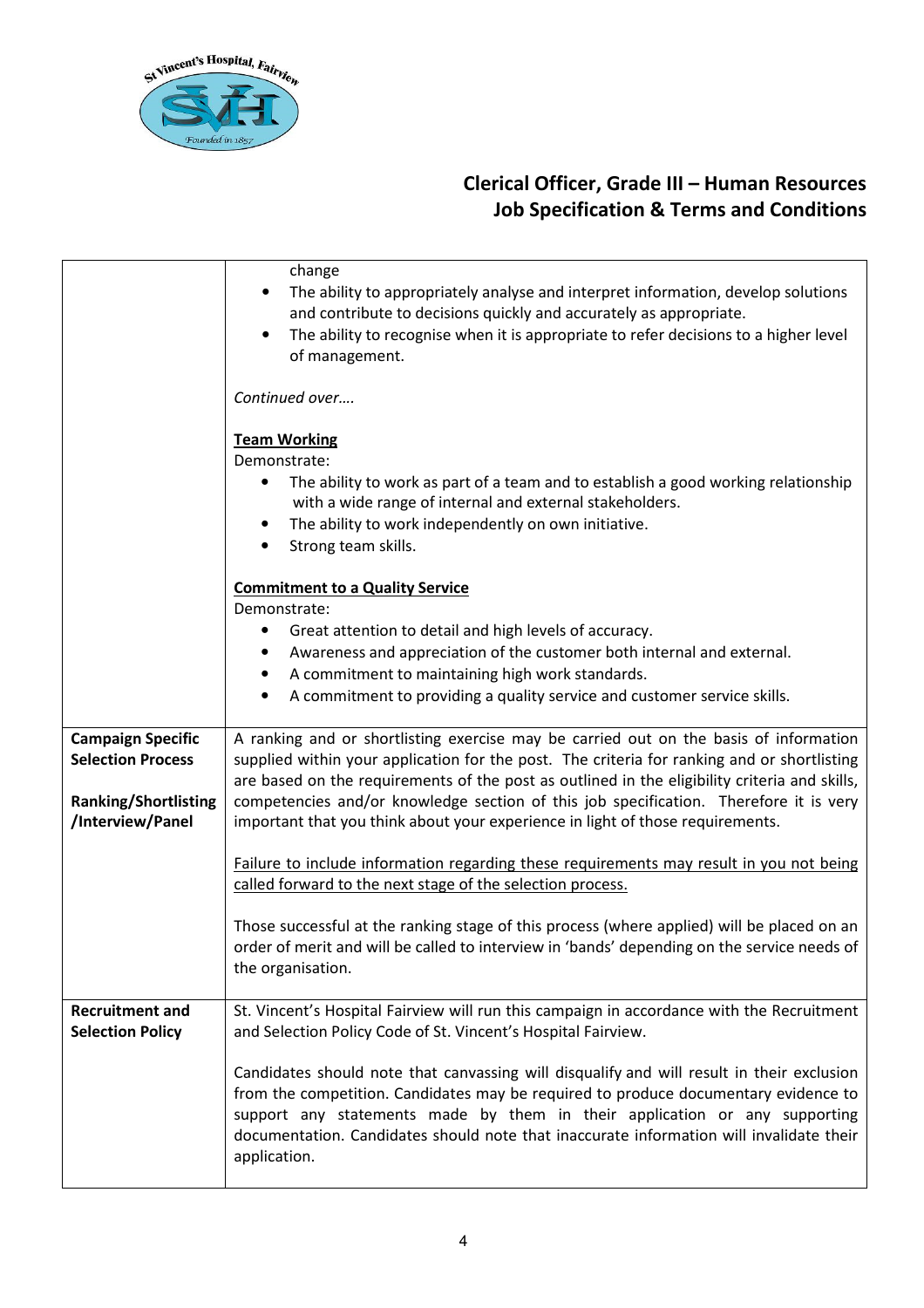# Clerical Officer, Grade III – Human Resources
## Job Specification & Terms and Conditions

| | |
|---|---|
| | change<br>• The ability to appropriately analyse and interpret information, develop solutions and contribute to decisions quickly and accurately as appropriate.<br>• The ability to recognise when it is appropriate to refer decisions to a higher level of management.<br><br>*Continued over….*<br><br>**Team Working**<br>Demonstrate:<br>• The ability to work as part of a team and to establish a good working relationship with a wide range of internal and external stakeholders.<br>• The ability to work independently on own initiative.<br>• Strong team skills.<br><br>**Commitment to a Quality Service**<br>Demonstrate:<br>• Great attention to detail and high levels of accuracy.<br>• Awareness and appreciation of the customer both internal and external.<br>• A commitment to maintaining high work standards.<br>• A commitment to providing a quality service and customer service skills. |
| **Campaign Specific Selection Process**<br><br>**Ranking/Shortlisting /Interview/Panel** | A ranking and or shortlisting exercise may be carried out on the basis of information supplied within your application for the post. The criteria for ranking and or shortlisting are based on the requirements of the post as outlined in the eligibility criteria and skills, competencies and/or knowledge section of this job specification. Therefore it is very important that you think about your experience in light of those requirements.<br><br>Failure to include information regarding these requirements may result in you not being called forward to the next stage of the selection process.<br><br>Those successful at the ranking stage of this process (where applied) will be placed on an order of merit and will be called to interview in 'bands' depending on the service needs of the organisation. |
| **Recruitment and Selection Policy** | St. Vincent's Hospital Fairview will run this campaign in accordance with the Recruitment and Selection Policy Code of St. Vincent's Hospital Fairview.<br><br>Candidates should note that canvassing will disqualify and will result in their exclusion from the competition. Candidates may be required to produce documentary evidence to support any statements made by them in their application or any supporting documentation. Candidates should note that inaccurate information will invalidate their application. |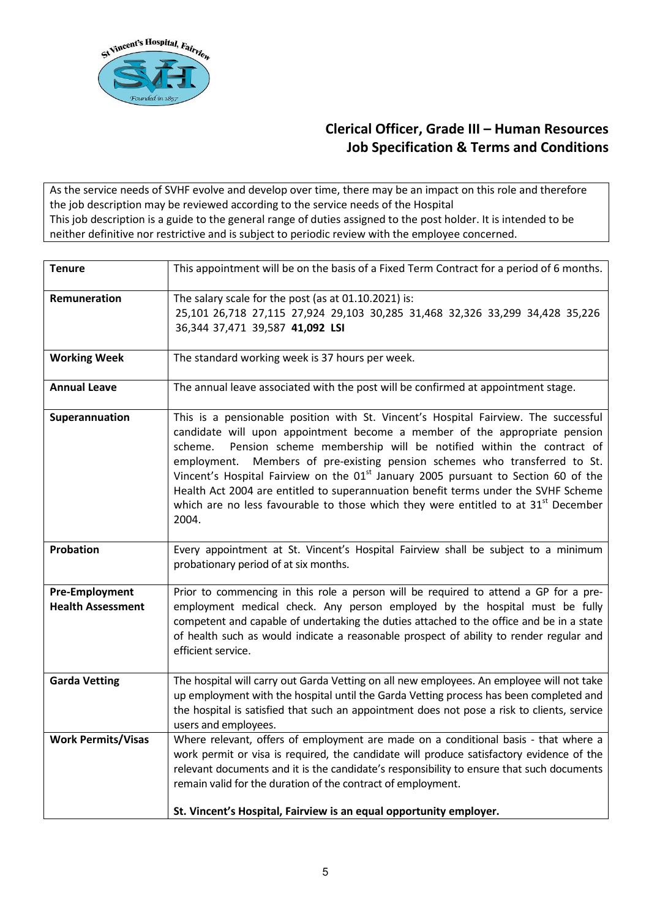## Clerical Officer, Grade III – Human Resources
## Job Specification & Terms and Conditions

As the service needs of SVHF evolve and develop over time, there may be an impact on this role and therefore the job description may be reviewed according to the service needs of the Hospital
This job description is a guide to the general range of duties assigned to the post holder. It is intended to be neither definitive nor restrictive and is subject to periodic review with the employee concerned.

| | |
|---|---|
| **Tenure** | This appointment will be on the basis of a Fixed Term Contract for a period of 6 months. |
| **Remuneration** | The salary scale for the post (as at 01.10.2021) is: 25,101 26,718 27,115 27,924 29,103 30,285 31,468 32,326 33,299 34,428 35,226 36,344 37,471 39,587 **41,092 LSI** |
| **Working Week** | The standard working week is 37 hours per week. |
| **Annual Leave** | The annual leave associated with the post will be confirmed at appointment stage. |
| **Superannuation** | This is a pensionable position with St. Vincent's Hospital Fairview. The successful candidate will upon appointment become a member of the appropriate pension scheme. Pension scheme membership will be notified within the contract of employment. Members of pre-existing pension schemes who transferred to St. Vincent's Hospital Fairview on the 01st January 2005 pursuant to Section 60 of the Health Act 2004 are entitled to superannuation benefit terms under the SVHF Scheme which are no less favourable to those which they were entitled to at 31st December 2004. |
| **Probation** | Every appointment at St. Vincent's Hospital Fairview shall be subject to a minimum probationary period of at six months. |
| **Pre-Employment Health Assessment** | Prior to commencing in this role a person will be required to attend a GP for a pre-employment medical check. Any person employed by the hospital must be fully competent and capable of undertaking the duties attached to the office and be in a state of health such as would indicate a reasonable prospect of ability to render regular and efficient service. |
| **Garda Vetting** | The hospital will carry out Garda Vetting on all new employees. An employee will not take up employment with the hospital until the Garda Vetting process has been completed and the hospital is satisfied that such an appointment does not pose a risk to clients, service users and employees. |
| **Work Permits/Visas** | Where relevant, offers of employment are made on a conditional basis - that where a work permit or visa is required, the candidate will produce satisfactory evidence of the relevant documents and it is the candidate's responsibility to ensure that such documents remain valid for the duration of the contract of employment. **St. Vincent's Hospital, Fairview is an equal opportunity employer.** |